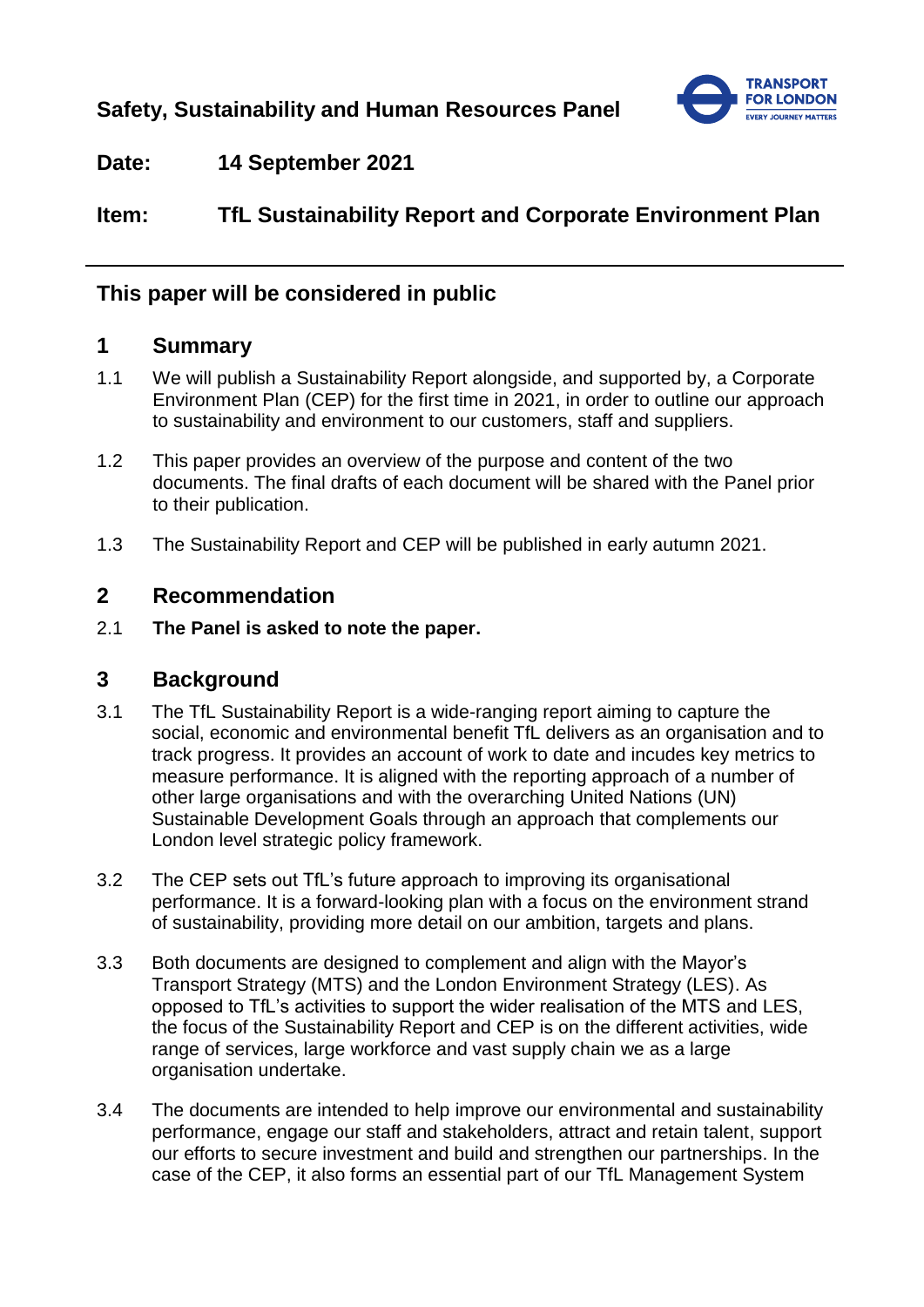**Safety, Sustainability and Human Resources Panel**

**Date:** 14 September 2021

**Item:** TfL Sustainability Report and Corporate Environment Plan

---

## This paper will be considered in public

## 1 Summary

1.1 We will publish a Sustainability Report alongside, and supported by, a Corporate Environment Plan (CEP) for the first time in 2021, in order to outline our approach to sustainability and environment to our customers, staff and suppliers.

1.2 This paper provides an overview of the purpose and content of the two documents. The final drafts of each document will be shared with the Panel prior to their publication.

1.3 The Sustainability Report and CEP will be published in early autumn 2021.

## 2 Recommendation

2.1 **The Panel is asked to note the paper.**

## 3 Background

3.1 The TfL Sustainability Report is a wide-ranging report aiming to capture the social, economic and environmental benefit TfL delivers as an organisation and to track progress. It provides an account of work to date and incudes key metrics to measure performance. It is aligned with the reporting approach of a number of other large organisations and with the overarching United Nations (UN) Sustainable Development Goals through an approach that complements our London level strategic policy framework.

3.2 The CEP sets out TfL's future approach to improving its organisational performance. It is a forward-looking plan with a focus on the environment strand of sustainability, providing more detail on our ambition, targets and plans.

3.3 Both documents are designed to complement and align with the Mayor's Transport Strategy (MTS) and the London Environment Strategy (LES). As opposed to TfL's activities to support the wider realisation of the MTS and LES, the focus of the Sustainability Report and CEP is on the different activities, wide range of services, large workforce and vast supply chain we as a large organisation undertake.

3.4 The documents are intended to help improve our environmental and sustainability performance, engage our staff and stakeholders, attract and retain talent, support our efforts to secure investment and build and strengthen our partnerships. In the case of the CEP, it also forms an essential part of our TfL Management System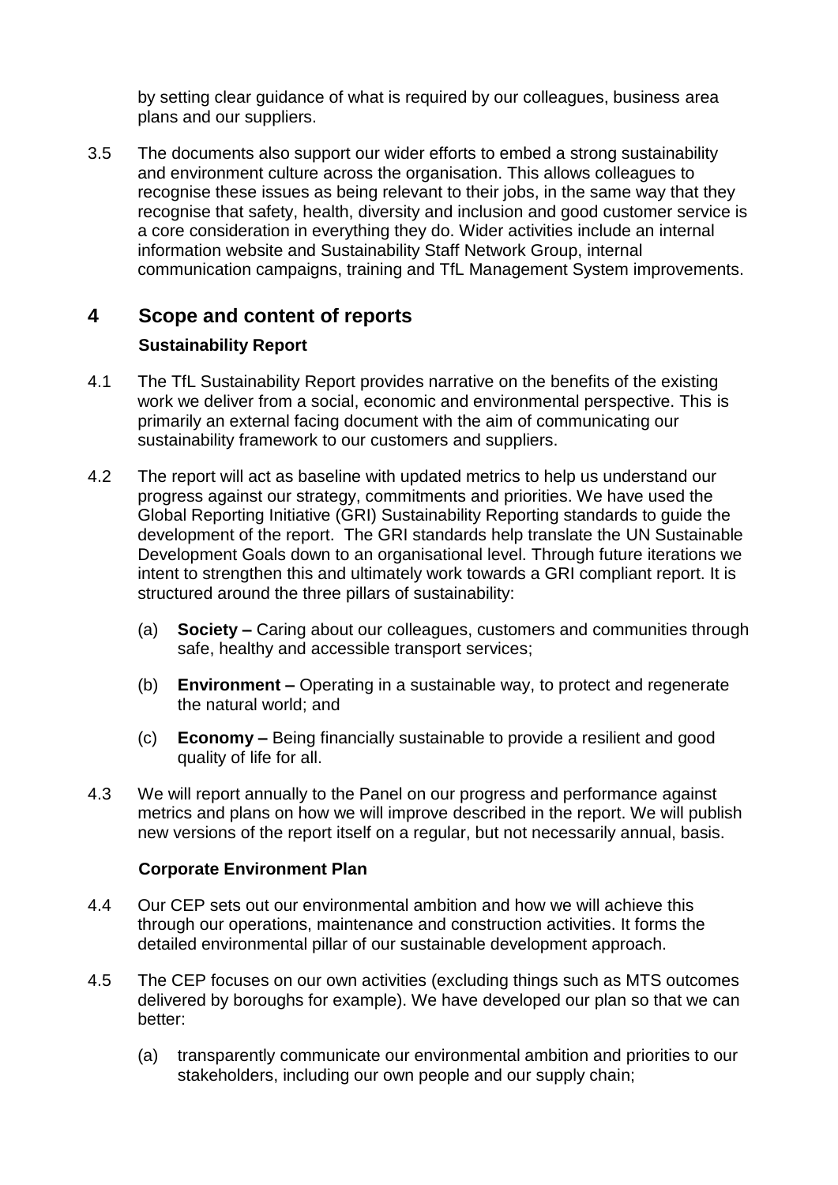by setting clear guidance of what is required by our colleagues, business area plans and our suppliers.

3.5 The documents also support our wider efforts to embed a strong sustainability and environment culture across the organisation. This allows colleagues to recognise these issues as being relevant to their jobs, in the same way that they recognise that safety, health, diversity and inclusion and good customer service is a core consideration in everything they do. Wider activities include an internal information website and Sustainability Staff Network Group, internal communication campaigns, training and TfL Management System improvements.

## 4 Scope and content of reports

### Sustainability Report

4.1 The TfL Sustainability Report provides narrative on the benefits of the existing work we deliver from a social, economic and environmental perspective. This is primarily an external facing document with the aim of communicating our sustainability framework to our customers and suppliers.

4.2 The report will act as baseline with updated metrics to help us understand our progress against our strategy, commitments and priorities. We have used the Global Reporting Initiative (GRI) Sustainability Reporting standards to guide the development of the report. The GRI standards help translate the UN Sustainable Development Goals down to an organisational level. Through future iterations we intent to strengthen this and ultimately work towards a GRI compliant report. It is structured around the three pillars of sustainability:

(a) **Society –** Caring about our colleagues, customers and communities through safe, healthy and accessible transport services;

(b) **Environment –** Operating in a sustainable way, to protect and regenerate the natural world; and

(c) **Economy –** Being financially sustainable to provide a resilient and good quality of life for all.

4.3 We will report annually to the Panel on our progress and performance against metrics and plans on how we will improve described in the report. We will publish new versions of the report itself on a regular, but not necessarily annual, basis.

### Corporate Environment Plan

4.4 Our CEP sets out our environmental ambition and how we will achieve this through our operations, maintenance and construction activities. It forms the detailed environmental pillar of our sustainable development approach.

4.5 The CEP focuses on our own activities (excluding things such as MTS outcomes delivered by boroughs for example). We have developed our plan so that we can better:

(a) transparently communicate our environmental ambition and priorities to our stakeholders, including our own people and our supply chain;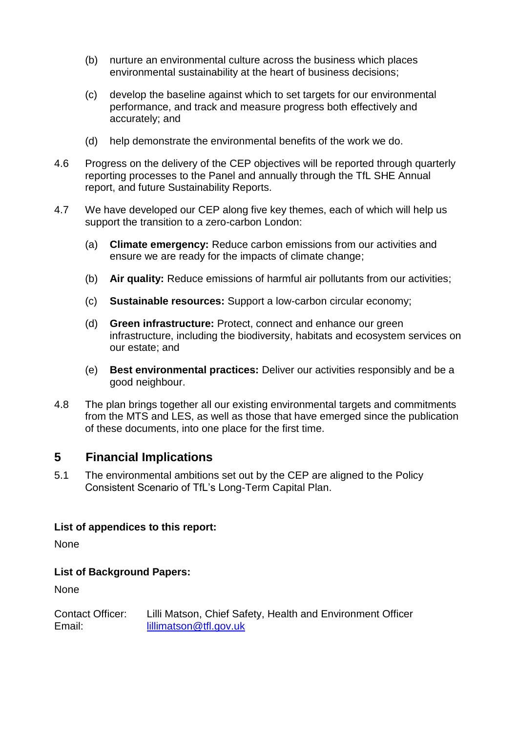(b) nurture an environmental culture across the business which places environmental sustainability at the heart of business decisions;

(c) develop the baseline against which to set targets for our environmental performance, and track and measure progress both effectively and accurately; and

(d) help demonstrate the environmental benefits of the work we do.

4.6 Progress on the delivery of the CEP objectives will be reported through quarterly reporting processes to the Panel and annually through the TfL SHE Annual report, and future Sustainability Reports.

4.7 We have developed our CEP along five key themes, each of which will help us support the transition to a zero-carbon London:

(a) **Climate emergency:** Reduce carbon emissions from our activities and ensure we are ready for the impacts of climate change;

(b) **Air quality:** Reduce emissions of harmful air pollutants from our activities;

(c) **Sustainable resources:** Support a low-carbon circular economy;

(d) **Green infrastructure:** Protect, connect and enhance our green infrastructure, including the biodiversity, habitats and ecosystem services on our estate; and

(e) **Best environmental practices:** Deliver our activities responsibly and be a good neighbour.

4.8 The plan brings together all our existing environmental targets and commitments from the MTS and LES, as well as those that have emerged since the publication of these documents, into one place for the first time.

## 5 Financial Implications

5.1 The environmental ambitions set out by the CEP are aligned to the Policy Consistent Scenario of TfL's Long-Term Capital Plan.

**List of appendices to this report:**

None

**List of Background Papers:**

None

Contact Officer: Lilli Matson, Chief Safety, Health and Environment Officer
Email: lillimatson@tfl.gov.uk